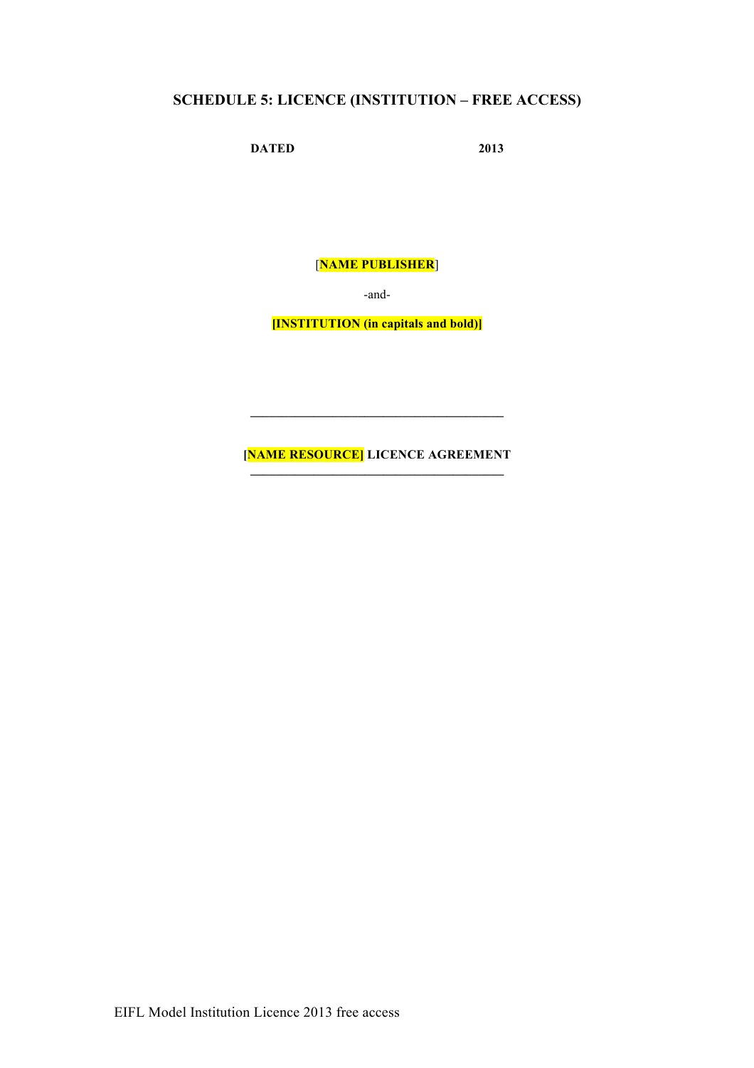## SCHEDULE 5: LICENCE (INSTITUTION – FREE ACCESS)

**DATED 2013**

[**NAME PUBLISHER**]

-and-

**[INSTITUTION (in capitals and bold)]**

---

**[NAME RESOURCE] LICENCE AGREEMENT**

---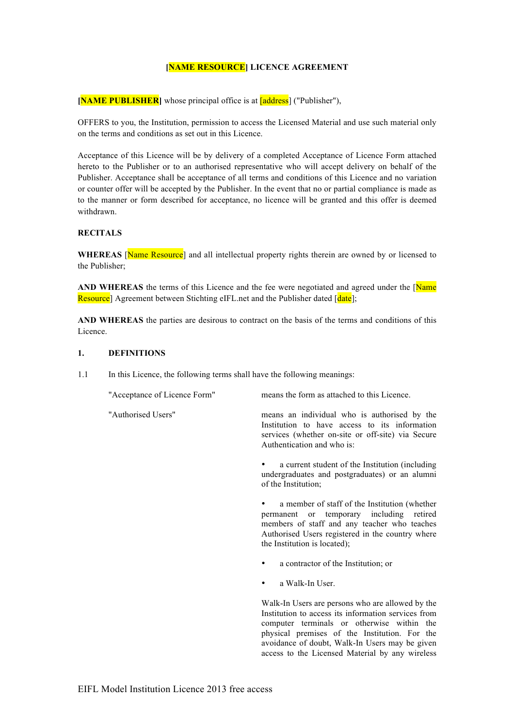# [NAME RESOURCE] LICENCE AGREEMENT

**[NAME PUBLISHER]** whose principal office is at [address] ("Publisher"),

OFFERS to you, the Institution, permission to access the Licensed Material and use such material only on the terms and conditions as set out in this Licence.

Acceptance of this Licence will be by delivery of a completed Acceptance of Licence Form attached hereto to the Publisher or to an authorised representative who will accept delivery on behalf of the Publisher. Acceptance shall be acceptance of all terms and conditions of this Licence and no variation or counter offer will be accepted by the Publisher. In the event that no or partial compliance is made as to the manner or form described for acceptance, no licence will be granted and this offer is deemed withdrawn.

**RECITALS**

**WHEREAS** [Name Resource] and all intellectual property rights therein are owned by or licensed to the Publisher;

**AND WHEREAS** the terms of this Licence and the fee were negotiated and agreed under the [Name Resource] Agreement between Stichting eIFL.net and the Publisher dated [date];

**AND WHEREAS** the parties are desirous to contract on the basis of the terms and conditions of this Licence.

**1. DEFINITIONS**

1.1 In this Licence, the following terms shall have the following meanings:

"Acceptance of Licence Form" means the form as attached to this Licence.

"Authorised Users" means an individual who is authorised by the Institution to have access to its information services (whether on-site or off-site) via Secure Authentication and who is:

- a current student of the Institution (including undergraduates and postgraduates) or an alumni of the Institution;
- a member of staff of the Institution (whether permanent or temporary including retired members of staff and any teacher who teaches Authorised Users registered in the country where the Institution is located);
- a contractor of the Institution; or
- a Walk-In User.

Walk-In Users are persons who are allowed by the Institution to access its information services from computer terminals or otherwise within the physical premises of the Institution. For the avoidance of doubt, Walk-In Users may be given access to the Licensed Material by any wireless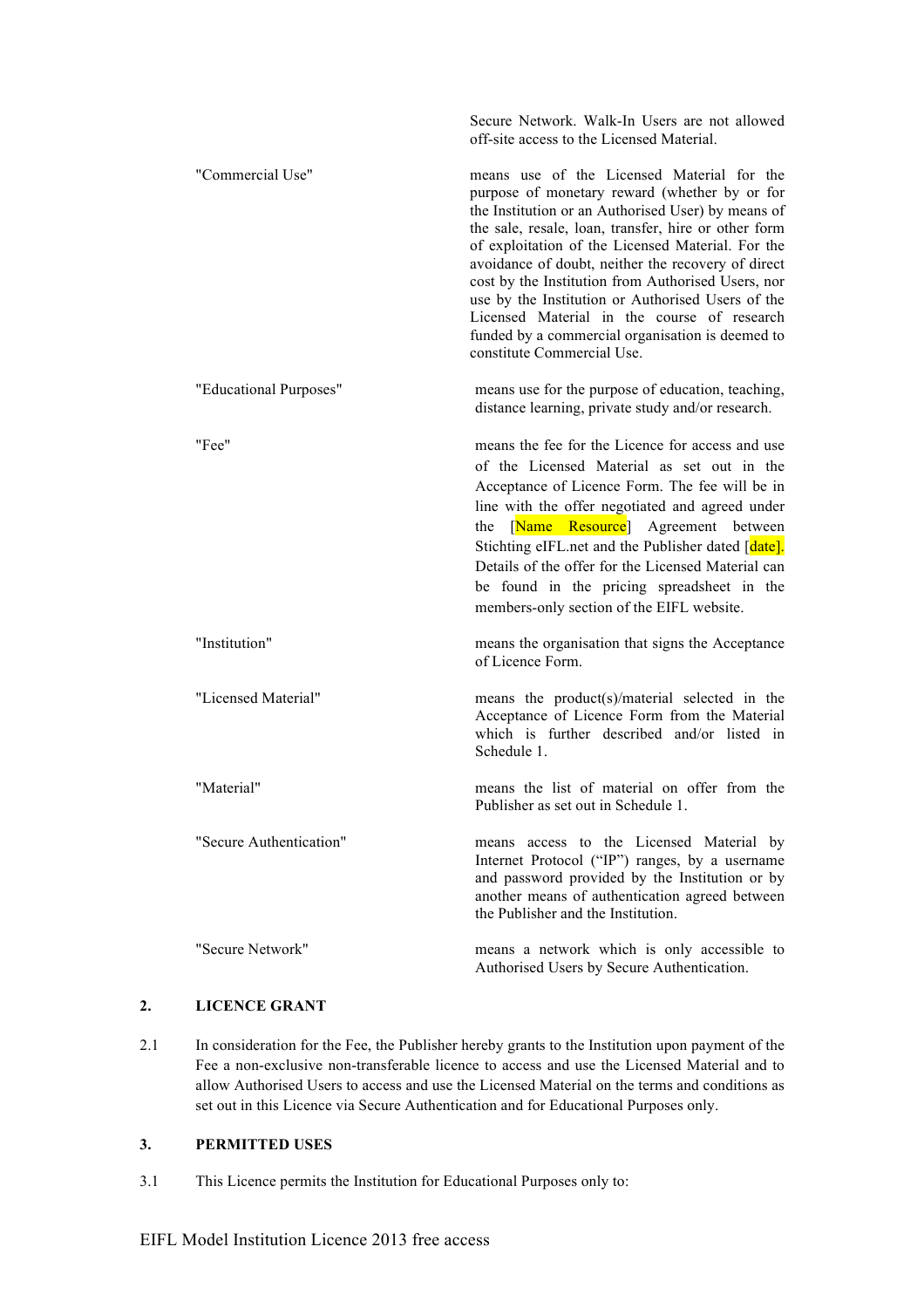Secure Network. Walk-In Users are not allowed off-site access to the Licensed Material.

"Commercial Use" means use of the Licensed Material for the purpose of monetary reward (whether by or for the Institution or an Authorised User) by means of the sale, resale, loan, transfer, hire or other form of exploitation of the Licensed Material. For the avoidance of doubt, neither the recovery of direct cost by the Institution from Authorised Users, nor use by the Institution or Authorised Users of the Licensed Material in the course of research funded by a commercial organisation is deemed to constitute Commercial Use.

"Educational Purposes" means use for the purpose of education, teaching, distance learning, private study and/or research.

"Fee" means the fee for the Licence for access and use of the Licensed Material as set out in the Acceptance of Licence Form. The fee will be in line with the offer negotiated and agreed under the [Name Resource] Agreement between Stichting eIFL.net and the Publisher dated [date]. Details of the offer for the Licensed Material can be found in the pricing spreadsheet in the members-only section of the EIFL website.

"Institution" means the organisation that signs the Acceptance of Licence Form.

"Licensed Material" means the product(s)/material selected in the Acceptance of Licence Form from the Material which is further described and/or listed in Schedule 1.

"Material" means the list of material on offer from the Publisher as set out in Schedule 1.

"Secure Authentication" means access to the Licensed Material by Internet Protocol ("IP") ranges, by a username and password provided by the Institution or by another means of authentication agreed between the Publisher and the Institution.

"Secure Network" means a network which is only accessible to Authorised Users by Secure Authentication.

## 2. LICENCE GRANT

2.1 In consideration for the Fee, the Publisher hereby grants to the Institution upon payment of the Fee a non-exclusive non-transferable licence to access and use the Licensed Material and to allow Authorised Users to access and use the Licensed Material on the terms and conditions as set out in this Licence via Secure Authentication and for Educational Purposes only.

## 3. PERMITTED USES

3.1 This Licence permits the Institution for Educational Purposes only to: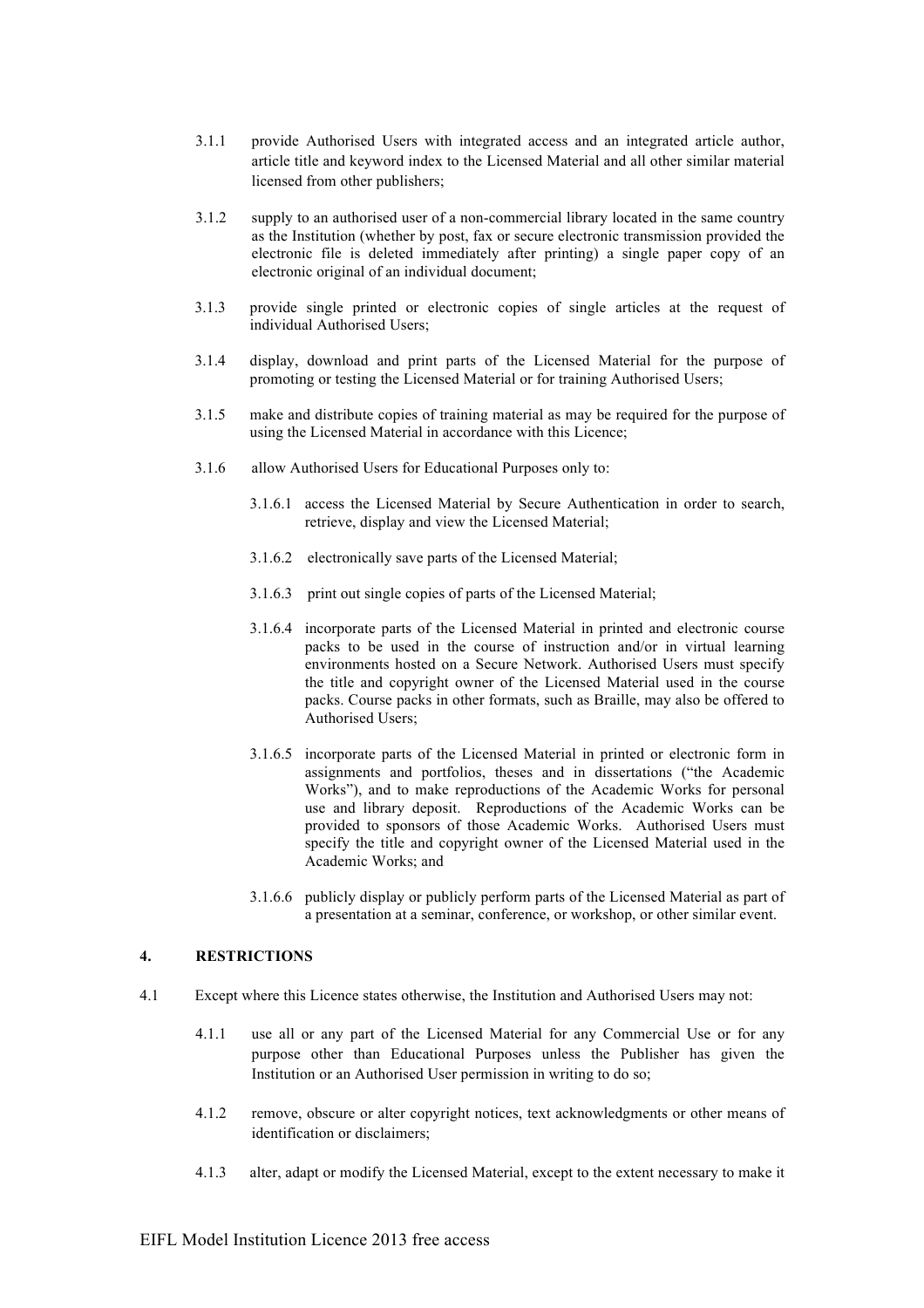3.1.1 provide Authorised Users with integrated access and an integrated article author, article title and keyword index to the Licensed Material and all other similar material licensed from other publishers;

3.1.2 supply to an authorised user of a non-commercial library located in the same country as the Institution (whether by post, fax or secure electronic transmission provided the electronic file is deleted immediately after printing) a single paper copy of an electronic original of an individual document;

3.1.3 provide single printed or electronic copies of single articles at the request of individual Authorised Users;

3.1.4 display, download and print parts of the Licensed Material for the purpose of promoting or testing the Licensed Material or for training Authorised Users;

3.1.5 make and distribute copies of training material as may be required for the purpose of using the Licensed Material in accordance with this Licence;

3.1.6 allow Authorised Users for Educational Purposes only to:

3.1.6.1 access the Licensed Material by Secure Authentication in order to search, retrieve, display and view the Licensed Material;

3.1.6.2 electronically save parts of the Licensed Material;

3.1.6.3 print out single copies of parts of the Licensed Material;

3.1.6.4 incorporate parts of the Licensed Material in printed and electronic course packs to be used in the course of instruction and/or in virtual learning environments hosted on a Secure Network. Authorised Users must specify the title and copyright owner of the Licensed Material used in the course packs. Course packs in other formats, such as Braille, may also be offered to Authorised Users;

3.1.6.5 incorporate parts of the Licensed Material in printed or electronic form in assignments and portfolios, theses and in dissertations ("the Academic Works"), and to make reproductions of the Academic Works for personal use and library deposit. Reproductions of the Academic Works can be provided to sponsors of those Academic Works. Authorised Users must specify the title and copyright owner of the Licensed Material used in the Academic Works; and

3.1.6.6 publicly display or publicly perform parts of the Licensed Material as part of a presentation at a seminar, conference, or workshop, or other similar event.

## 4. RESTRICTIONS

4.1 Except where this Licence states otherwise, the Institution and Authorised Users may not:

4.1.1 use all or any part of the Licensed Material for any Commercial Use or for any purpose other than Educational Purposes unless the Publisher has given the Institution or an Authorised User permission in writing to do so;

4.1.2 remove, obscure or alter copyright notices, text acknowledgments or other means of identification or disclaimers;

4.1.3 alter, adapt or modify the Licensed Material, except to the extent necessary to make it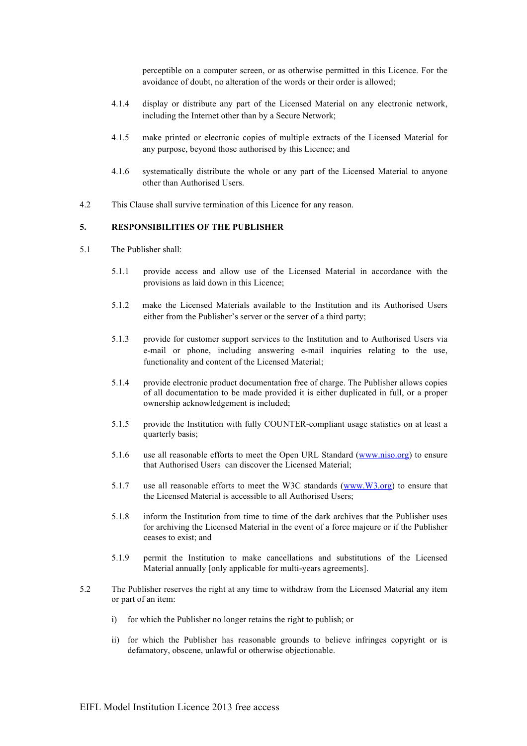perceptible on a computer screen, or as otherwise permitted in this Licence. For the avoidance of doubt, no alteration of the words or their order is allowed;

4.1.4 display or distribute any part of the Licensed Material on any electronic network, including the Internet other than by a Secure Network;

4.1.5 make printed or electronic copies of multiple extracts of the Licensed Material for any purpose, beyond those authorised by this Licence; and

4.1.6 systematically distribute the whole or any part of the Licensed Material to anyone other than Authorised Users.

4.2 This Clause shall survive termination of this Licence for any reason.

**5. RESPONSIBILITIES OF THE PUBLISHER**

5.1 The Publisher shall:

5.1.1 provide access and allow use of the Licensed Material in accordance with the provisions as laid down in this Licence;

5.1.2 make the Licensed Materials available to the Institution and its Authorised Users either from the Publisher's server or the server of a third party;

5.1.3 provide for customer support services to the Institution and to Authorised Users via e-mail or phone, including answering e-mail inquiries relating to the use, functionality and content of the Licensed Material;

5.1.4 provide electronic product documentation free of charge. The Publisher allows copies of all documentation to be made provided it is either duplicated in full, or a proper ownership acknowledgement is included;

5.1.5 provide the Institution with fully COUNTER-compliant usage statistics on at least a quarterly basis;

5.1.6 use all reasonable efforts to meet the Open URL Standard (www.niso.org) to ensure that Authorised Users can discover the Licensed Material;

5.1.7 use all reasonable efforts to meet the W3C standards (www.W3.org) to ensure that the Licensed Material is accessible to all Authorised Users;

5.1.8 inform the Institution from time to time of the dark archives that the Publisher uses for archiving the Licensed Material in the event of a force majeure or if the Publisher ceases to exist; and

5.1.9 permit the Institution to make cancellations and substitutions of the Licensed Material annually [only applicable for multi-years agreements].

5.2 The Publisher reserves the right at any time to withdraw from the Licensed Material any item or part of an item:

i) for which the Publisher no longer retains the right to publish; or

ii) for which the Publisher has reasonable grounds to believe infringes copyright or is defamatory, obscene, unlawful or otherwise objectionable.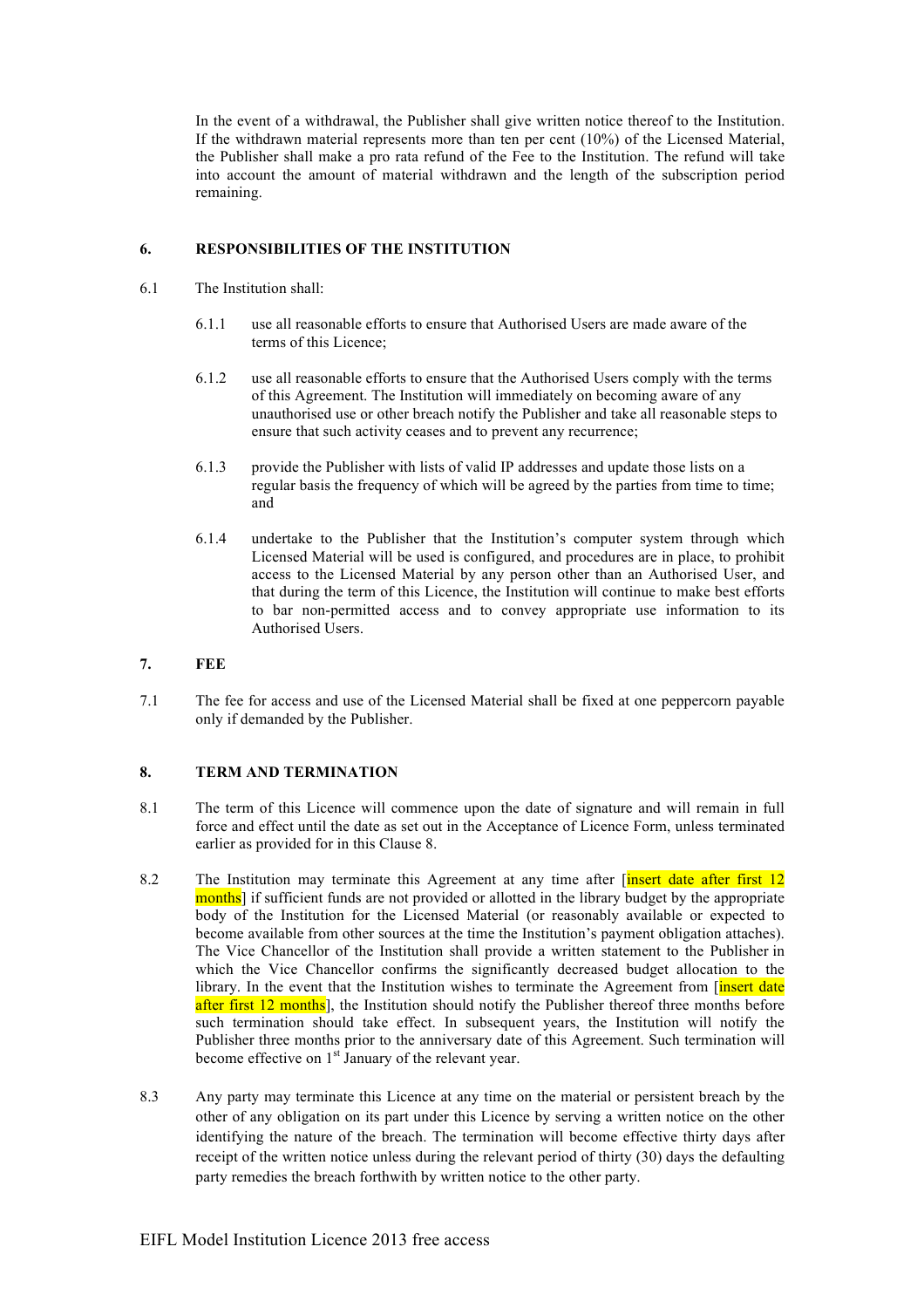In the event of a withdrawal, the Publisher shall give written notice thereof to the Institution. If the withdrawn material represents more than ten per cent (10%) of the Licensed Material, the Publisher shall make a pro rata refund of the Fee to the Institution. The refund will take into account the amount of material withdrawn and the length of the subscription period remaining.

## 6. RESPONSIBILITIES OF THE INSTITUTION

6.1 The Institution shall:

6.1.1 use all reasonable efforts to ensure that Authorised Users are made aware of the terms of this Licence;

6.1.2 use all reasonable efforts to ensure that the Authorised Users comply with the terms of this Agreement. The Institution will immediately on becoming aware of any unauthorised use or other breach notify the Publisher and take all reasonable steps to ensure that such activity ceases and to prevent any recurrence;

6.1.3 provide the Publisher with lists of valid IP addresses and update those lists on a regular basis the frequency of which will be agreed by the parties from time to time; and

6.1.4 undertake to the Publisher that the Institution's computer system through which Licensed Material will be used is configured, and procedures are in place, to prohibit access to the Licensed Material by any person other than an Authorised User, and that during the term of this Licence, the Institution will continue to make best efforts to bar non-permitted access and to convey appropriate use information to its Authorised Users.

## 7. FEE

7.1 The fee for access and use of the Licensed Material shall be fixed at one peppercorn payable only if demanded by the Publisher.

## 8. TERM AND TERMINATION

8.1 The term of this Licence will commence upon the date of signature and will remain in full force and effect until the date as set out in the Acceptance of Licence Form, unless terminated earlier as provided for in this Clause 8.

8.2 The Institution may terminate this Agreement at any time after [insert date after first 12 months] if sufficient funds are not provided or allotted in the library budget by the appropriate body of the Institution for the Licensed Material (or reasonably available or expected to become available from other sources at the time the Institution's payment obligation attaches). The Vice Chancellor of the Institution shall provide a written statement to the Publisher in which the Vice Chancellor confirms the significantly decreased budget allocation to the library. In the event that the Institution wishes to terminate the Agreement from [insert date after first 12 months], the Institution should notify the Publisher thereof three months before such termination should take effect. In subsequent years, the Institution will notify the Publisher three months prior to the anniversary date of this Agreement. Such termination will become effective on 1st January of the relevant year.

8.3 Any party may terminate this Licence at any time on the material or persistent breach by the other of any obligation on its part under this Licence by serving a written notice on the other identifying the nature of the breach. The termination will become effective thirty days after receipt of the written notice unless during the relevant period of thirty (30) days the defaulting party remedies the breach forthwith by written notice to the other party.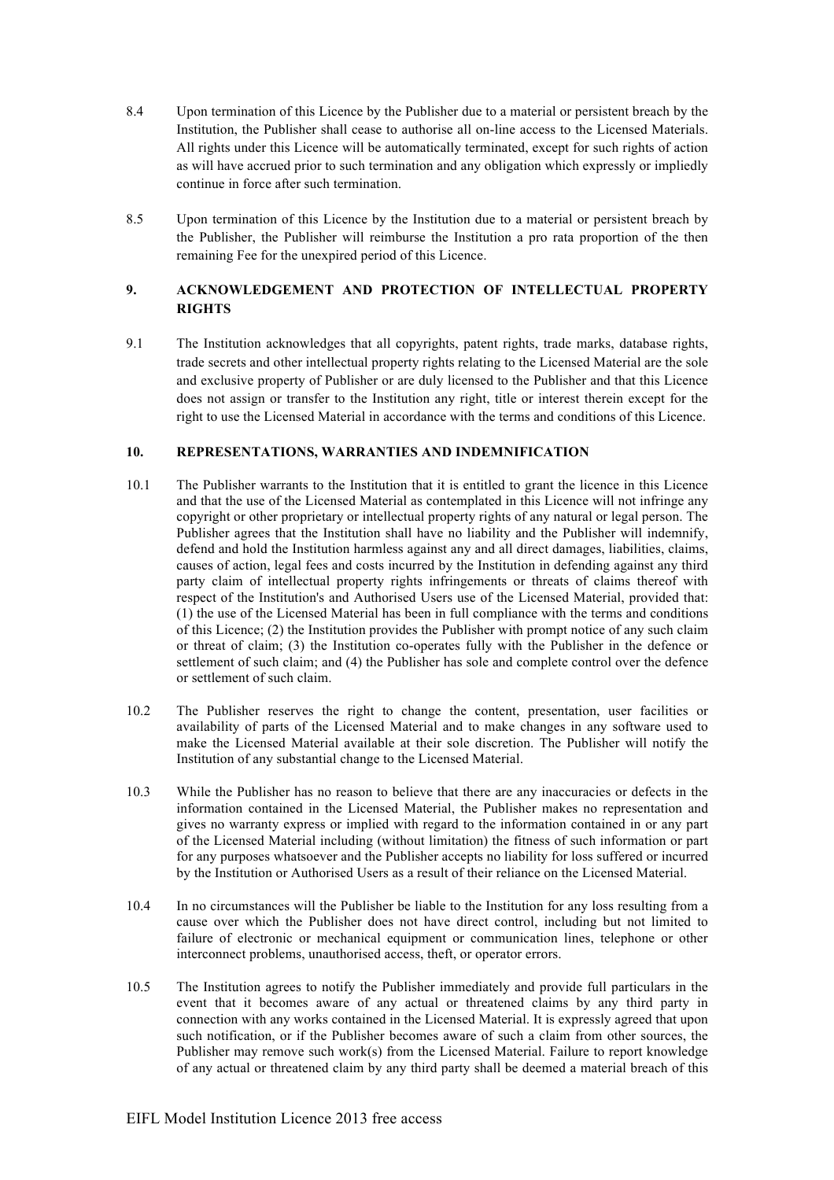8.4 Upon termination of this Licence by the Publisher due to a material or persistent breach by the Institution, the Publisher shall cease to authorise all on-line access to the Licensed Materials. All rights under this Licence will be automatically terminated, except for such rights of action as will have accrued prior to such termination and any obligation which expressly or impliedly continue in force after such termination.

8.5 Upon termination of this Licence by the Institution due to a material or persistent breach by the Publisher, the Publisher will reimburse the Institution a pro rata proportion of the then remaining Fee for the unexpired period of this Licence.

## 9. ACKNOWLEDGEMENT AND PROTECTION OF INTELLECTUAL PROPERTY RIGHTS

9.1 The Institution acknowledges that all copyrights, patent rights, trade marks, database rights, trade secrets and other intellectual property rights relating to the Licensed Material are the sole and exclusive property of Publisher or are duly licensed to the Publisher and that this Licence does not assign or transfer to the Institution any right, title or interest therein except for the right to use the Licensed Material in accordance with the terms and conditions of this Licence.

## 10. REPRESENTATIONS, WARRANTIES AND INDEMNIFICATION

10.1 The Publisher warrants to the Institution that it is entitled to grant the licence in this Licence and that the use of the Licensed Material as contemplated in this Licence will not infringe any copyright or other proprietary or intellectual property rights of any natural or legal person. The Publisher agrees that the Institution shall have no liability and the Publisher will indemnify, defend and hold the Institution harmless against any and all direct damages, liabilities, claims, causes of action, legal fees and costs incurred by the Institution in defending against any third party claim of intellectual property rights infringements or threats of claims thereof with respect of the Institution's and Authorised Users use of the Licensed Material, provided that: (1) the use of the Licensed Material has been in full compliance with the terms and conditions of this Licence; (2) the Institution provides the Publisher with prompt notice of any such claim or threat of claim; (3) the Institution co-operates fully with the Publisher in the defence or settlement of such claim; and (4) the Publisher has sole and complete control over the defence or settlement of such claim.

10.2 The Publisher reserves the right to change the content, presentation, user facilities or availability of parts of the Licensed Material and to make changes in any software used to make the Licensed Material available at their sole discretion. The Publisher will notify the Institution of any substantial change to the Licensed Material.

10.3 While the Publisher has no reason to believe that there are any inaccuracies or defects in the information contained in the Licensed Material, the Publisher makes no representation and gives no warranty express or implied with regard to the information contained in or any part of the Licensed Material including (without limitation) the fitness of such information or part for any purposes whatsoever and the Publisher accepts no liability for loss suffered or incurred by the Institution or Authorised Users as a result of their reliance on the Licensed Material.

10.4 In no circumstances will the Publisher be liable to the Institution for any loss resulting from a cause over which the Publisher does not have direct control, including but not limited to failure of electronic or mechanical equipment or communication lines, telephone or other interconnect problems, unauthorised access, theft, or operator errors.

10.5 The Institution agrees to notify the Publisher immediately and provide full particulars in the event that it becomes aware of any actual or threatened claims by any third party in connection with any works contained in the Licensed Material. It is expressly agreed that upon such notification, or if the Publisher becomes aware of such a claim from other sources, the Publisher may remove such work(s) from the Licensed Material. Failure to report knowledge of any actual or threatened claim by any third party shall be deemed a material breach of this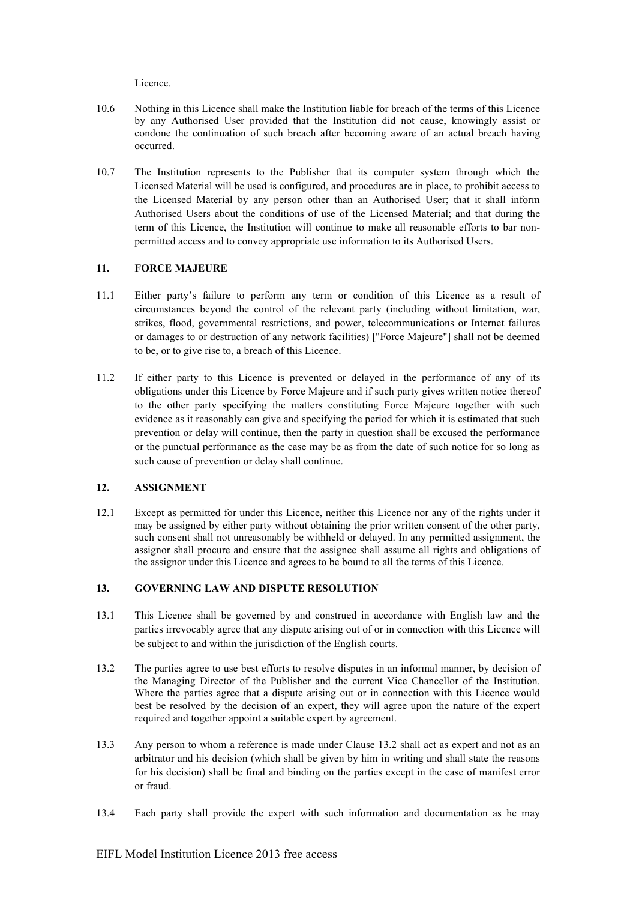Licence.

10.6 Nothing in this Licence shall make the Institution liable for breach of the terms of this Licence by any Authorised User provided that the Institution did not cause, knowingly assist or condone the continuation of such breach after becoming aware of an actual breach having occurred.

10.7 The Institution represents to the Publisher that its computer system through which the Licensed Material will be used is configured, and procedures are in place, to prohibit access to the Licensed Material by any person other than an Authorised User; that it shall inform Authorised Users about the conditions of use of the Licensed Material; and that during the term of this Licence, the Institution will continue to make all reasonable efforts to bar non-permitted access and to convey appropriate use information to its Authorised Users.

**11. FORCE MAJEURE**

11.1 Either party's failure to perform any term or condition of this Licence as a result of circumstances beyond the control of the relevant party (including without limitation, war, strikes, flood, governmental restrictions, and power, telecommunications or Internet failures or damages to or destruction of any network facilities) ["Force Majeure"] shall not be deemed to be, or to give rise to, a breach of this Licence.

11.2 If either party to this Licence is prevented or delayed in the performance of any of its obligations under this Licence by Force Majeure and if such party gives written notice thereof to the other party specifying the matters constituting Force Majeure together with such evidence as it reasonably can give and specifying the period for which it is estimated that such prevention or delay will continue, then the party in question shall be excused the performance or the punctual performance as the case may be as from the date of such notice for so long as such cause of prevention or delay shall continue.

**12. ASSIGNMENT**

12.1 Except as permitted for under this Licence, neither this Licence nor any of the rights under it may be assigned by either party without obtaining the prior written consent of the other party, such consent shall not unreasonably be withheld or delayed. In any permitted assignment, the assignor shall procure and ensure that the assignee shall assume all rights and obligations of the assignor under this Licence and agrees to be bound to all the terms of this Licence.

**13. GOVERNING LAW AND DISPUTE RESOLUTION**

13.1 This Licence shall be governed by and construed in accordance with English law and the parties irrevocably agree that any dispute arising out of or in connection with this Licence will be subject to and within the jurisdiction of the English courts.

13.2 The parties agree to use best efforts to resolve disputes in an informal manner, by decision of the Managing Director of the Publisher and the current Vice Chancellor of the Institution. Where the parties agree that a dispute arising out or in connection with this Licence would best be resolved by the decision of an expert, they will agree upon the nature of the expert required and together appoint a suitable expert by agreement.

13.3 Any person to whom a reference is made under Clause 13.2 shall act as expert and not as an arbitrator and his decision (which shall be given by him in writing and shall state the reasons for his decision) shall be final and binding on the parties except in the case of manifest error or fraud.

13.4 Each party shall provide the expert with such information and documentation as he may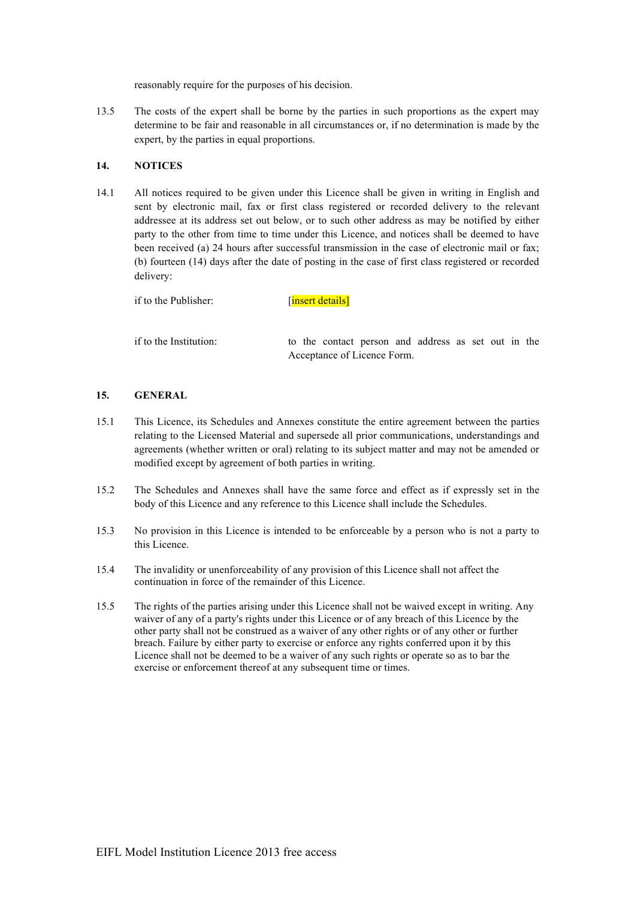reasonably require for the purposes of his decision.

13.5 The costs of the expert shall be borne by the parties in such proportions as the expert may determine to be fair and reasonable in all circumstances or, if no determination is made by the expert, by the parties in equal proportions.

## 14. NOTICES

14.1 All notices required to be given under this Licence shall be given in writing in English and sent by electronic mail, fax or first class registered or recorded delivery to the relevant addressee at its address set out below, or to such other address as may be notified by either party to the other from time to time under this Licence, and notices shall be deemed to have been received (a) 24 hours after successful transmission in the case of electronic mail or fax; (b) fourteen (14) days after the date of posting in the case of first class registered or recorded delivery:

if to the Publisher: [insert details]

if to the Institution: to the contact person and address as set out in the Acceptance of Licence Form.

## 15. GENERAL

15.1 This Licence, its Schedules and Annexes constitute the entire agreement between the parties relating to the Licensed Material and supersede all prior communications, understandings and agreements (whether written or oral) relating to its subject matter and may not be amended or modified except by agreement of both parties in writing.

15.2 The Schedules and Annexes shall have the same force and effect as if expressly set in the body of this Licence and any reference to this Licence shall include the Schedules.

15.3 No provision in this Licence is intended to be enforceable by a person who is not a party to this Licence.

15.4 The invalidity or unenforceability of any provision of this Licence shall not affect the continuation in force of the remainder of this Licence.

15.5 The rights of the parties arising under this Licence shall not be waived except in writing. Any waiver of any of a party's rights under this Licence or of any breach of this Licence by the other party shall not be construed as a waiver of any other rights or of any other or further breach. Failure by either party to exercise or enforce any rights conferred upon it by this Licence shall not be deemed to be a waiver of any such rights or operate so as to bar the exercise or enforcement thereof at any subsequent time or times.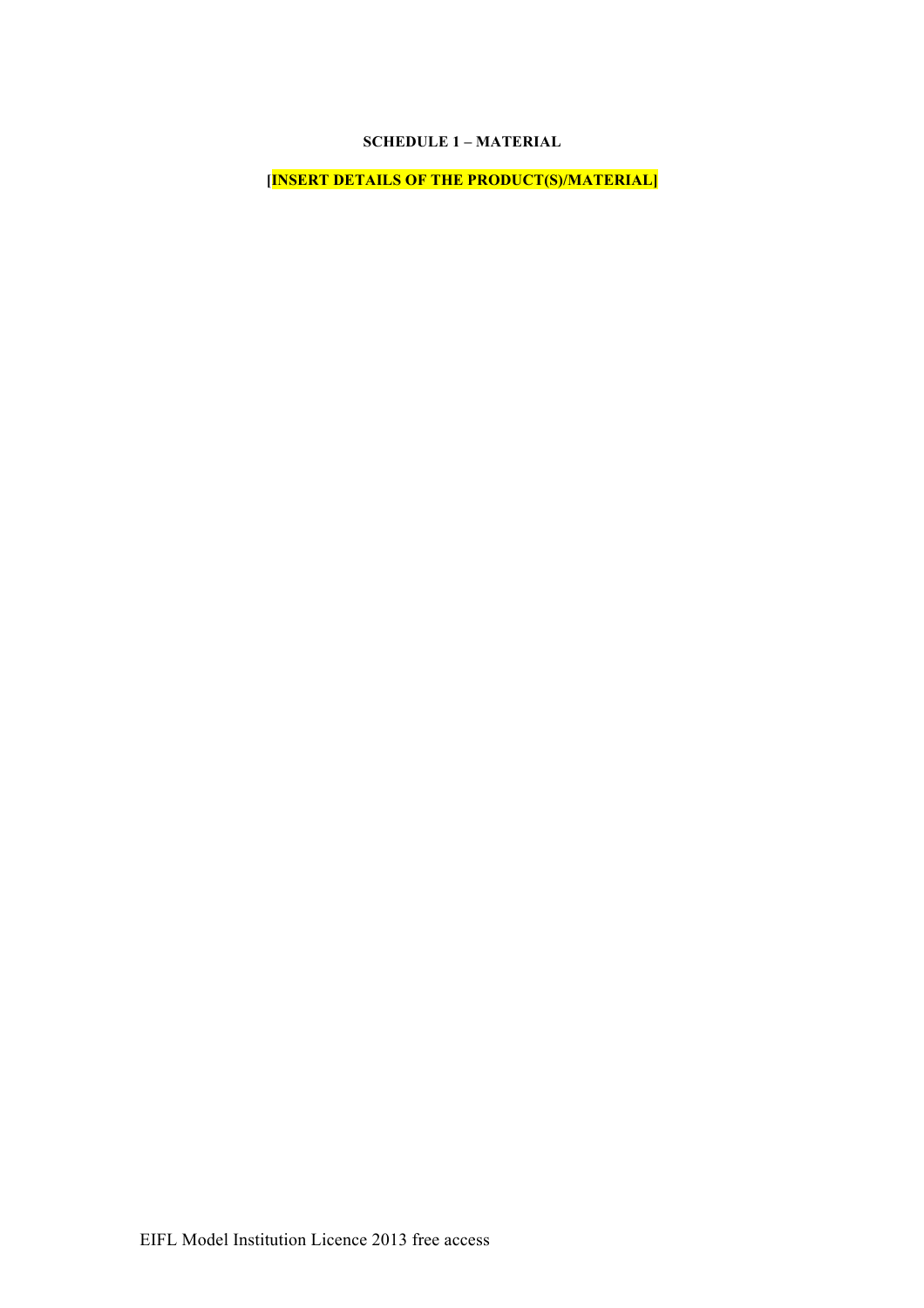**SCHEDULE 1 – MATERIAL**

**[INSERT DETAILS OF THE PRODUCT(S)/MATERIAL]**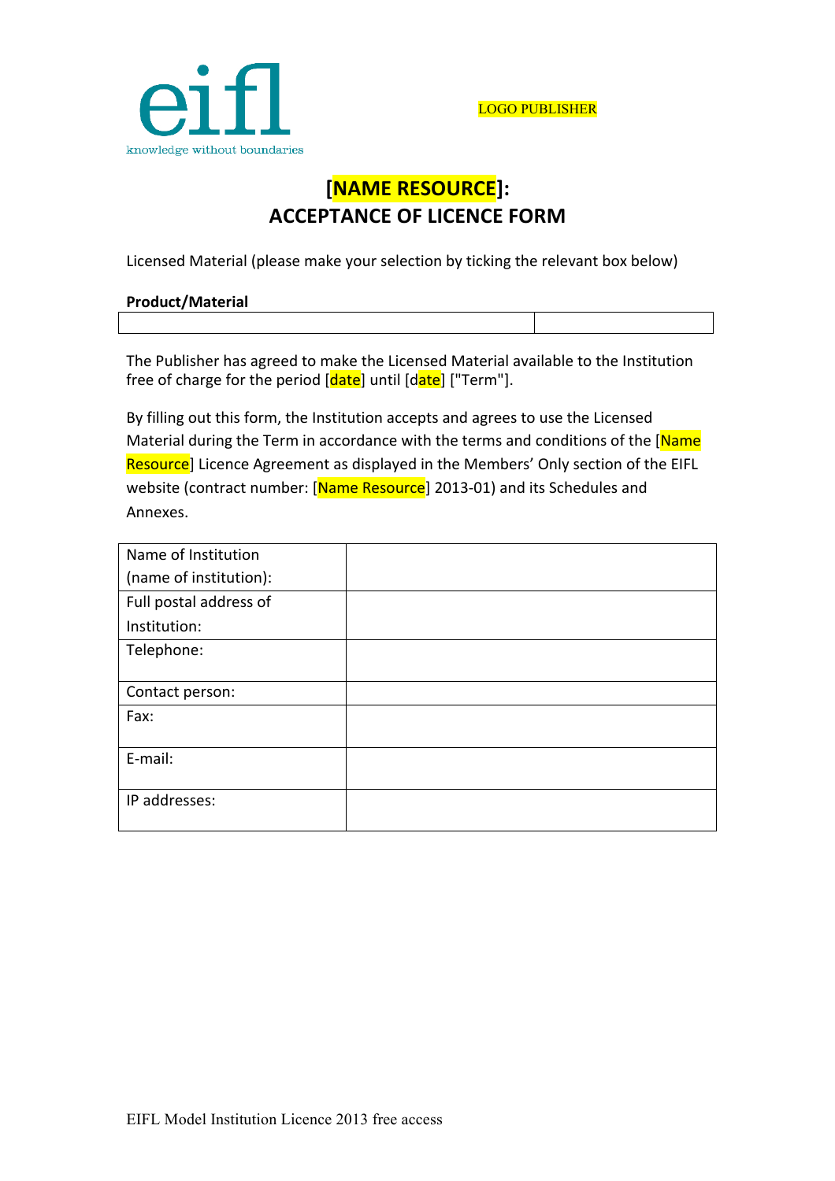eifl
knowledge without boundaries

LOGO PUBLISHER

## [NAME RESOURCE]: ACCEPTANCE OF LICENCE FORM

Licensed Material (please make your selection by ticking the relevant box below)

**Product/Material**

| | |
|---|---|
| | |

The Publisher has agreed to make the Licensed Material available to the Institution free of charge for the period [date] until [date] ["Term"].

By filling out this form, the Institution accepts and agrees to use the Licensed Material during the Term in accordance with the terms and conditions of the [Name Resource] Licence Agreement as displayed in the Members' Only section of the EIFL website (contract number: [Name Resource] 2013-01) and its Schedules and Annexes.

| | |
|---|---|
| Name of Institution (name of institution): | |
| Full postal address of Institution: | |
| Telephone: | |
| Contact person: | |
| Fax: | |
| E-mail: | |
| IP addresses: | |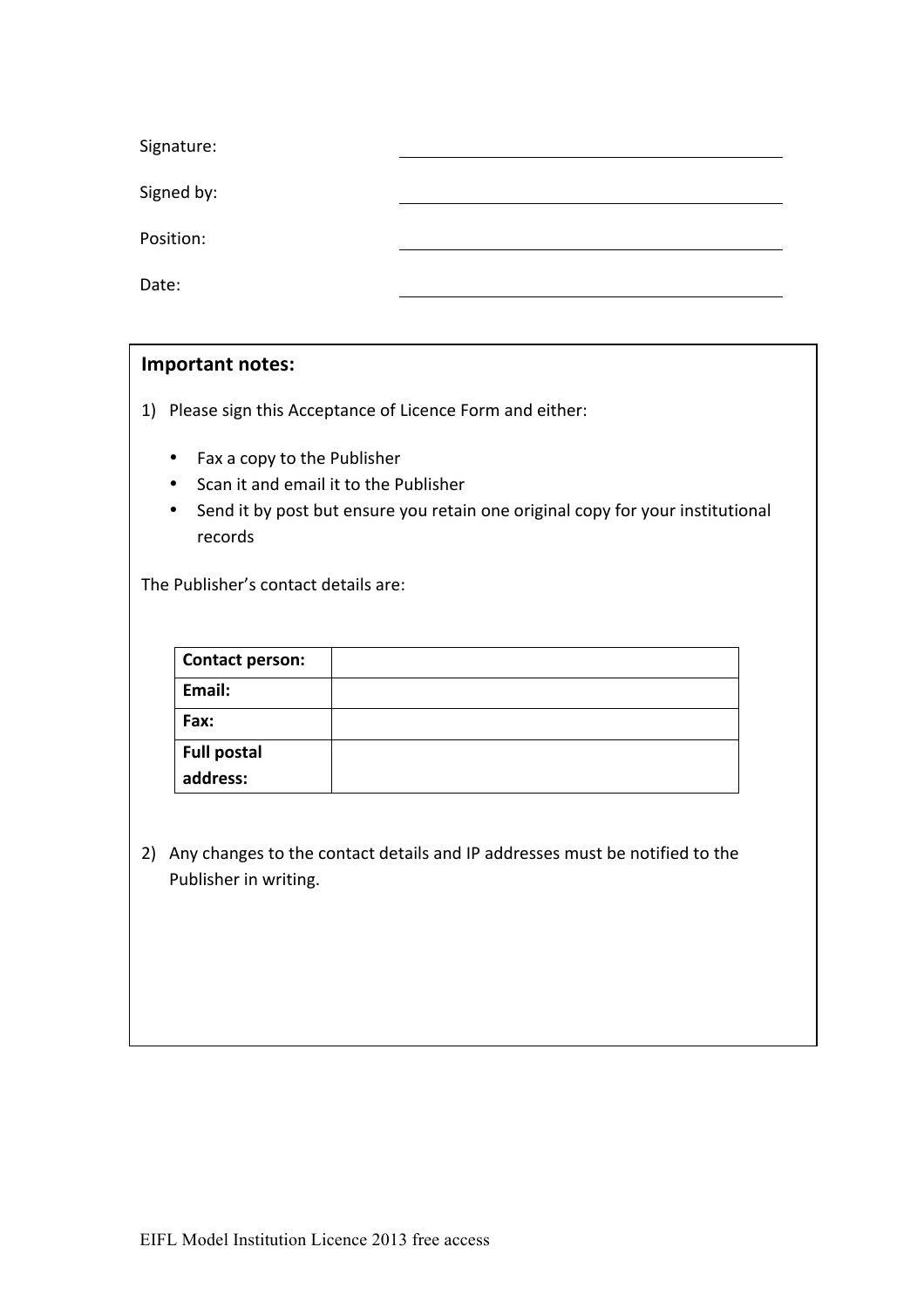Signature: \_\_\_\_\_\_\_\_\_\_\_\_\_\_\_\_\_\_\_\_\_\_\_\_\_\_\_\_\_\_

Signed by: \_\_\_\_\_\_\_\_\_\_\_\_\_\_\_\_\_\_\_\_\_\_\_\_\_\_\_\_\_\_

Position: \_\_\_\_\_\_\_\_\_\_\_\_\_\_\_\_\_\_\_\_\_\_\_\_\_\_\_\_\_\_

Date: \_\_\_\_\_\_\_\_\_\_\_\_\_\_\_\_\_\_\_\_\_\_\_\_\_\_\_\_\_\_

**Important notes:**

1) Please sign this Acceptance of Licence Form and either:

   - Fax a copy to the Publisher
   - Scan it and email it to the Publisher
   - Send it by post but ensure you retain one original copy for your institutional records

The Publisher's contact details are:

| | |
|---|---|
| **Contact person:** | |
| **Email:** | |
| **Fax:** | |
| **Full postal address:** | |

2) Any changes to the contact details and IP addresses must be notified to the Publisher in writing.